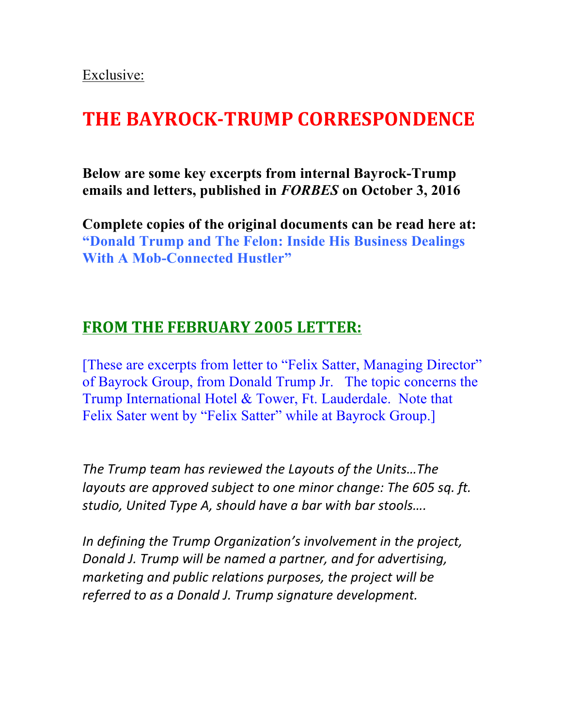Exclusive:

# THE BAYROCK-TRUMP CORRESPONDENCE

**Below are some key excerpts from internal Bayrock-Trump emails and letters, published in *FORBES* on October 3, 2016**

**Complete copies of the original documents can be read here at: "Donald Trump and The Felon: Inside His Business Dealings With A Mob-Connected Hustler"**

## FROM THE FEBRUARY 2005 LETTER:

[These are excerpts from letter to "Felix Satter, Managing Director" of Bayrock Group, from Donald Trump Jr. The topic concerns the Trump International Hotel & Tower, Ft. Lauderdale. Note that Felix Sater went by "Felix Satter" while at Bayrock Group.]

*The Trump team has reviewed the Layouts of the Units…The layouts are approved subject to one minor change: The 605 sq. ft. studio, United Type A, should have a bar with bar stools….*

*In defining the Trump Organization's involvement in the project, Donald J. Trump will be named a partner, and for advertising, marketing and public relations purposes, the project will be referred to as a Donald J. Trump signature development.*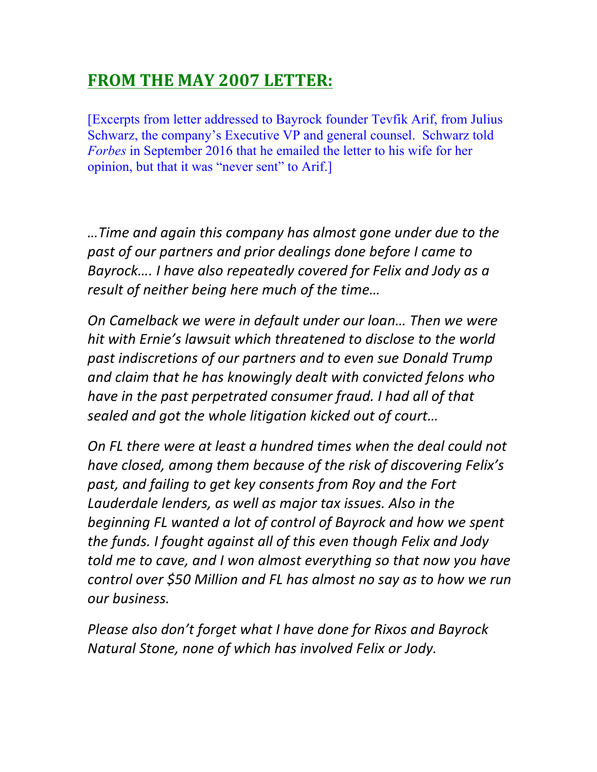## **FROM THE MAY 2007 LETTER:**

[Excerpts from letter addressed to Bayrock founder Tevfik Arif, from Julius Schwarz, the company's Executive VP and general counsel. Schwarz told *Forbes* in September 2016 that he emailed the letter to his wife for her opinion, but that it was "never sent" to Arif.]

*…Time and again this company has almost gone under due to the past of our partners and prior dealings done before I came to Bayrock…. I have also repeatedly covered for Felix and Jody as a result of neither being here much of the time…*

*On Camelback we were in default under our loan… Then we were hit with Ernie's lawsuit which threatened to disclose to the world past indiscretions of our partners and to even sue Donald Trump and claim that he has knowingly dealt with convicted felons who have in the past perpetrated consumer fraud. I had all of that sealed and got the whole litigation kicked out of court…*

*On FL there were at least a hundred times when the deal could not have closed, among them because of the risk of discovering Felix's past, and failing to get key consents from Roy and the Fort Lauderdale lenders, as well as major tax issues. Also in the beginning FL wanted a lot of control of Bayrock and how we spent the funds. I fought against all of this even though Felix and Jody told me to cave, and I won almost everything so that now you have control over $50 Million and FL has almost no say as to how we run our business.*

*Please also don't forget what I have done for Rixos and Bayrock Natural Stone, none of which has involved Felix or Jody.*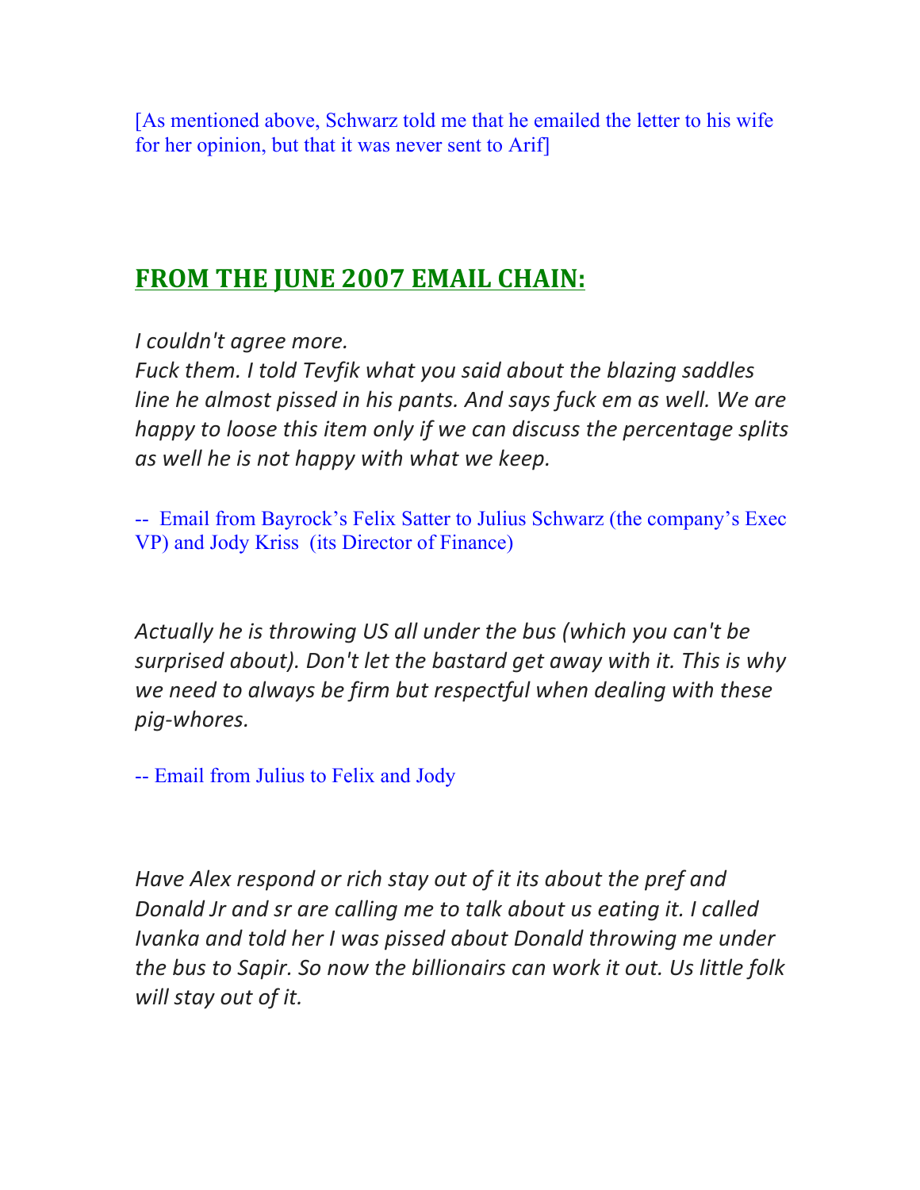[As mentioned above, Schwarz told me that he emailed the letter to his wife for her opinion, but that it was never sent to Arif]

## FROM THE JUNE 2007 EMAIL CHAIN:

*I couldn't agree more.*
*Fuck them. I told Tevfik what you said about the blazing saddles line he almost pissed in his pants. And says fuck em as well. We are happy to loose this item only if we can discuss the percentage splits as well he is not happy with what we keep.*

-- Email from Bayrock's Felix Satter to Julius Schwarz (the company's Exec VP) and Jody Kriss (its Director of Finance)

*Actually he is throwing US all under the bus (which you can't be surprised about). Don't let the bastard get away with it. This is why we need to always be firm but respectful when dealing with these pig-whores.*

-- Email from Julius to Felix and Jody

*Have Alex respond or rich stay out of it its about the pref and Donald Jr and sr are calling me to talk about us eating it. I called Ivanka and told her I was pissed about Donald throwing me under the bus to Sapir. So now the billionairs can work it out. Us little folk will stay out of it.*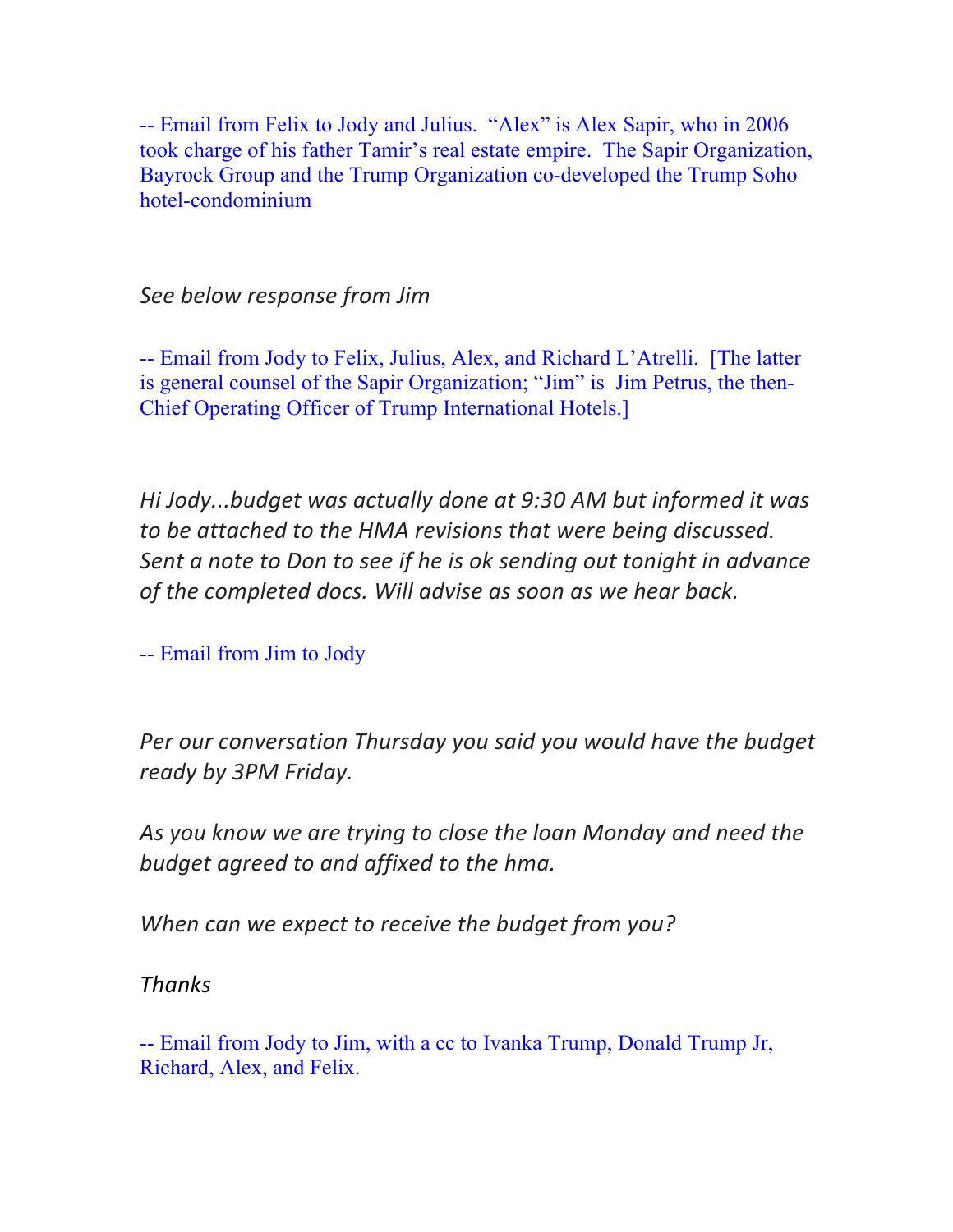-- Email from Felix to Jody and Julius. "Alex" is Alex Sapir, who in 2006 took charge of his father Tamir's real estate empire. The Sapir Organization, Bayrock Group and the Trump Organization co-developed the Trump Soho hotel-condominium

*See below response from Jim*

-- Email from Jody to Felix, Julius, Alex, and Richard L'Atrelli. [The latter is general counsel of the Sapir Organization; "Jim" is Jim Petrus, the then-Chief Operating Officer of Trump International Hotels.]

*Hi Jody...budget was actually done at 9:30 AM but informed it was to be attached to the HMA revisions that were being discussed. Sent a note to Don to see if he is ok sending out tonight in advance of the completed docs. Will advise as soon as we hear back.*

-- Email from Jim to Jody

*Per our conversation Thursday you said you would have the budget ready by 3PM Friday.*

*As you know we are trying to close the loan Monday and need the budget agreed to and affixed to the hma.*

*When can we expect to receive the budget from you?*

*Thanks*

-- Email from Jody to Jim, with a cc to Ivanka Trump, Donald Trump Jr, Richard, Alex, and Felix.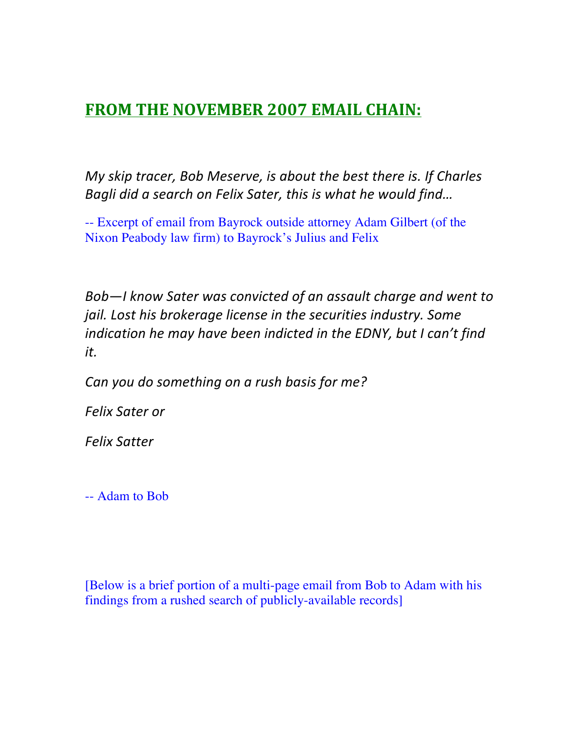## FROM THE NOVEMBER 2007 EMAIL CHAIN:

*My skip tracer, Bob Meserve, is about the best there is. If Charles Bagli did a search on Felix Sater, this is what he would find…*

-- Excerpt of email from Bayrock outside attorney Adam Gilbert (of the Nixon Peabody law firm) to Bayrock's Julius and Felix

*Bob—I know Sater was convicted of an assault charge and went to jail. Lost his brokerage license in the securities industry. Some indication he may have been indicted in the EDNY, but I can't find it.*

*Can you do something on a rush basis for me?*

*Felix Sater or*

*Felix Satter*

-- Adam to Bob

[Below is a brief portion of a multi-page email from Bob to Adam with his findings from a rushed search of publicly-available records]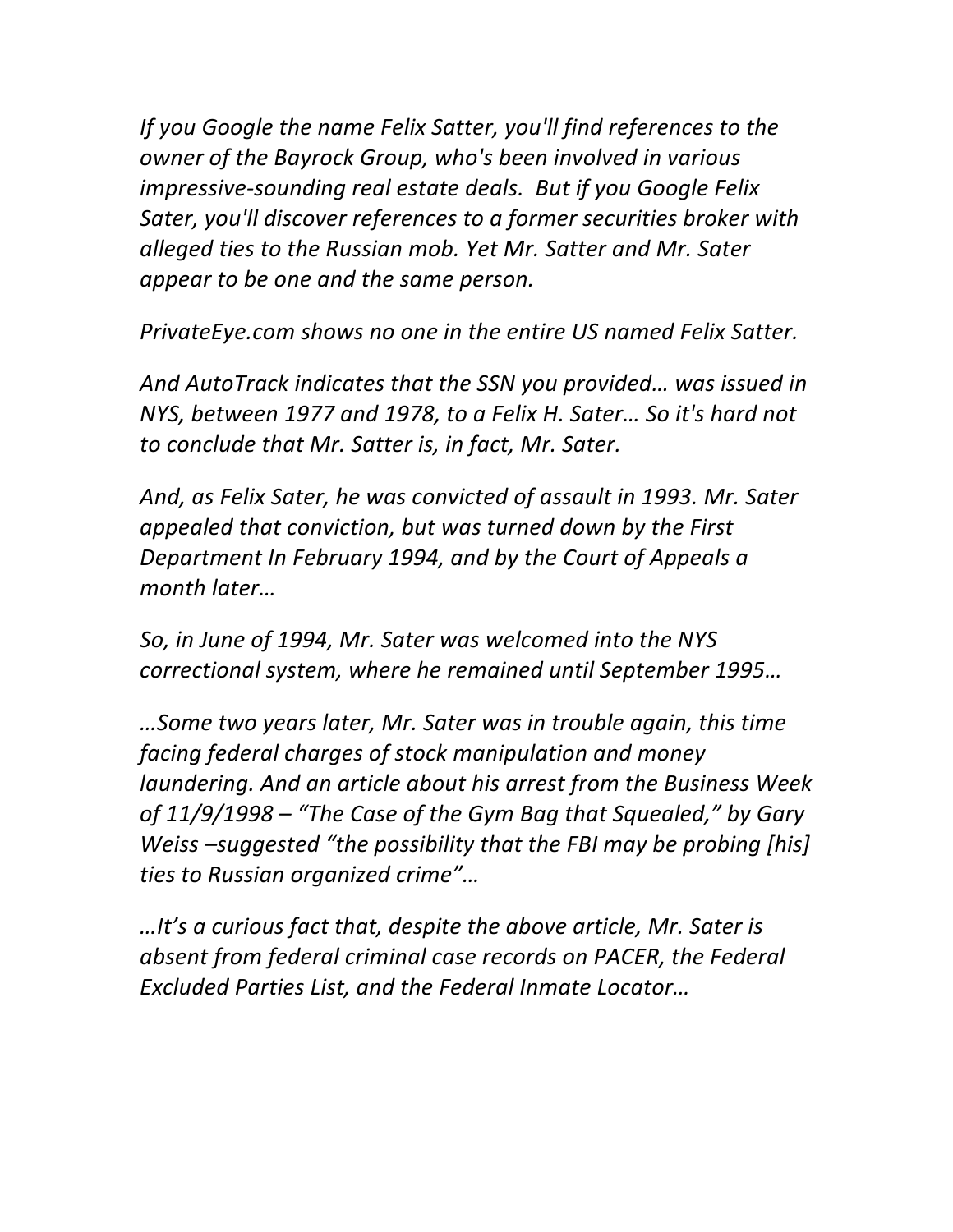*If you Google the name Felix Satter, you'll find references to the owner of the Bayrock Group, who's been involved in various impressive-sounding real estate deals. But if you Google Felix Sater, you'll discover references to a former securities broker with alleged ties to the Russian mob. Yet Mr. Satter and Mr. Sater appear to be one and the same person.*

*PrivateEye.com shows no one in the entire US named Felix Satter.*

*And AutoTrack indicates that the SSN you provided… was issued in NYS, between 1977 and 1978, to a Felix H. Sater… So it's hard not to conclude that Mr. Satter is, in fact, Mr. Sater.*

*And, as Felix Sater, he was convicted of assault in 1993. Mr. Sater appealed that conviction, but was turned down by the First Department In February 1994, and by the Court of Appeals a month later…*

*So, in June of 1994, Mr. Sater was welcomed into the NYS correctional system, where he remained until September 1995…*

*…Some two years later, Mr. Sater was in trouble again, this time facing federal charges of stock manipulation and money laundering. And an article about his arrest from the Business Week of 11/9/1998 – "The Case of the Gym Bag that Squealed," by Gary Weiss –suggested "the possibility that the FBI may be probing [his] ties to Russian organized crime"…*

*…It's a curious fact that, despite the above article, Mr. Sater is absent from federal criminal case records on PACER, the Federal Excluded Parties List, and the Federal Inmate Locator…*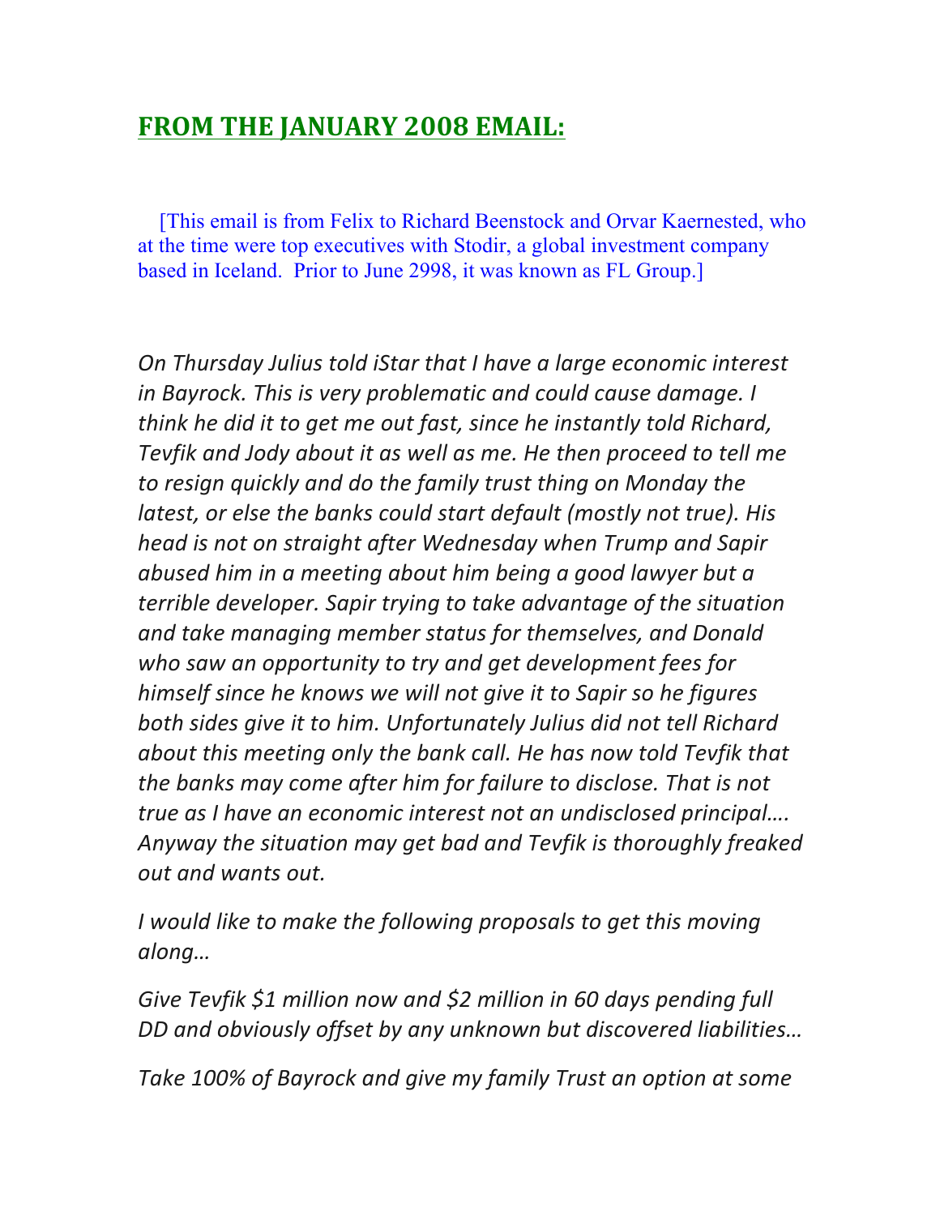## FROM THE JANUARY 2008 EMAIL:

[This email is from Felix to Richard Beenstock and Orvar Kaernested, who at the time were top executives with Stodir, a global investment company based in Iceland. Prior to June 2998, it was known as FL Group.]

*On Thursday Julius told iStar that I have a large economic interest in Bayrock. This is very problematic and could cause damage. I think he did it to get me out fast, since he instantly told Richard, Tevfik and Jody about it as well as me. He then proceed to tell me to resign quickly and do the family trust thing on Monday the latest, or else the banks could start default (mostly not true). His head is not on straight after Wednesday when Trump and Sapir abused him in a meeting about him being a good lawyer but a terrible developer. Sapir trying to take advantage of the situation and take managing member status for themselves, and Donald who saw an opportunity to try and get development fees for himself since he knows we will not give it to Sapir so he figures both sides give it to him. Unfortunately Julius did not tell Richard about this meeting only the bank call. He has now told Tevfik that the banks may come after him for failure to disclose. That is not true as I have an economic interest not an undisclosed principal…. Anyway the situation may get bad and Tevfik is thoroughly freaked out and wants out.*

*I would like to make the following proposals to get this moving along…*

*Give Tevfik $1 million now and $2 million in 60 days pending full DD and obviously offset by any unknown but discovered liabilities…*

*Take 100% of Bayrock and give my family Trust an option at some*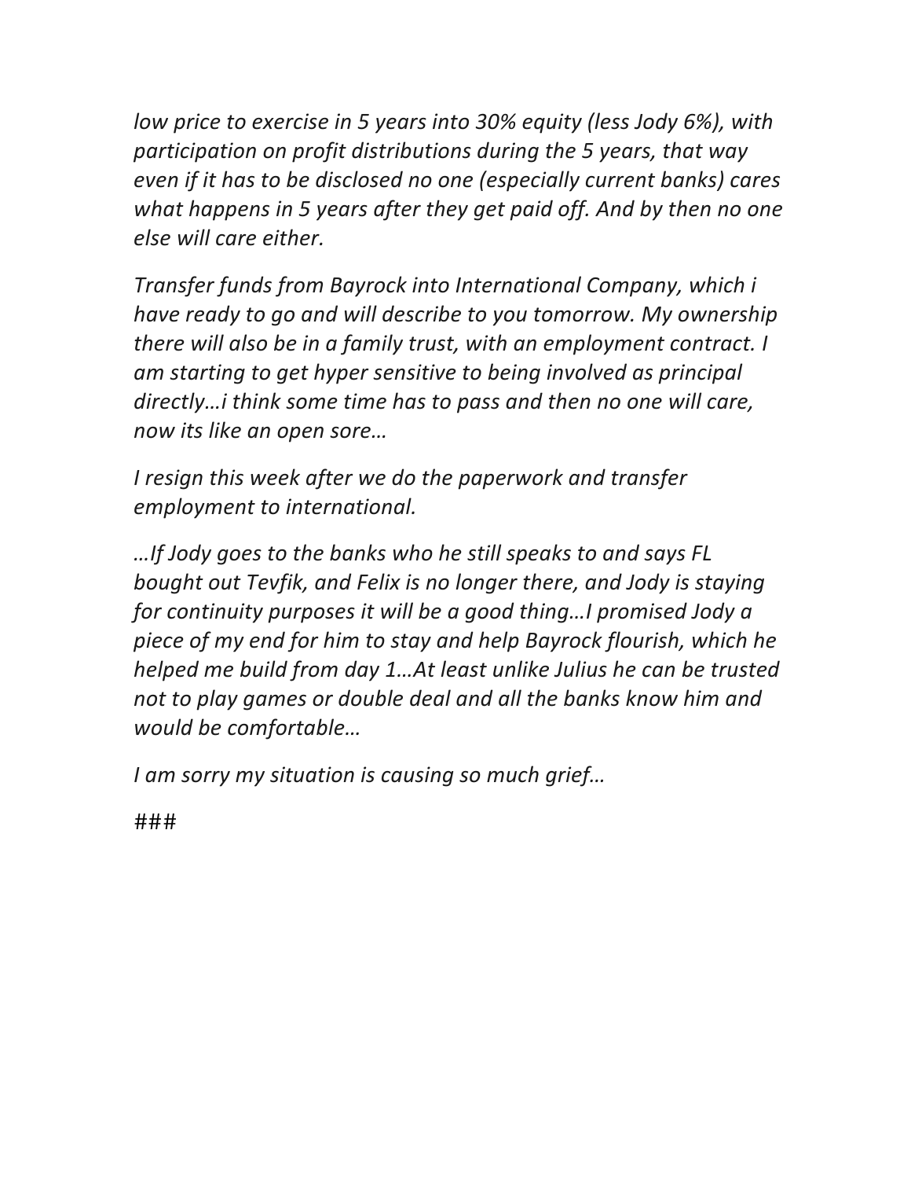*low price to exercise in 5 years into 30% equity (less Jody 6%), with participation on profit distributions during the 5 years, that way even if it has to be disclosed no one (especially current banks) cares what happens in 5 years after they get paid off. And by then no one else will care either.*

*Transfer funds from Bayrock into International Company, which i have ready to go and will describe to you tomorrow. My ownership there will also be in a family trust, with an employment contract. I am starting to get hyper sensitive to being involved as principal directly…i think some time has to pass and then no one will care, now its like an open sore…*

*I resign this week after we do the paperwork and transfer employment to international.*

*…If Jody goes to the banks who he still speaks to and says FL bought out Tevfik, and Felix is no longer there, and Jody is staying for continuity purposes it will be a good thing…I promised Jody a piece of my end for him to stay and help Bayrock flourish, which he helped me build from day 1…At least unlike Julius he can be trusted not to play games or double deal and all the banks know him and would be comfortable…*

*I am sorry my situation is causing so much grief…*

###